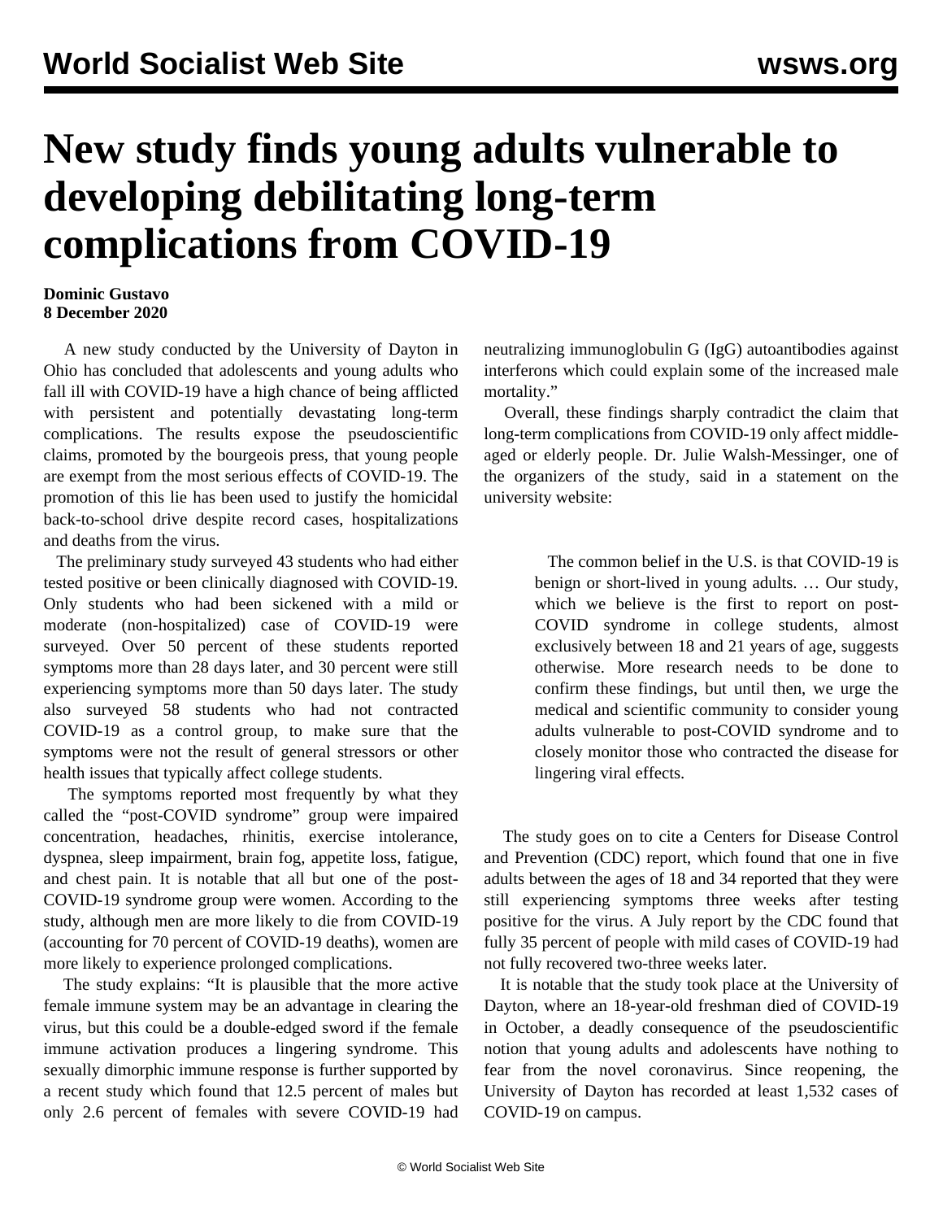# New study finds young adults vulnerable to developing debilitating long-term complications from COVID-19

**Dominic Gustavo**
**8 December 2020**

A new study conducted by the University of Dayton in Ohio has concluded that adolescents and young adults who fall ill with COVID-19 have a high chance of being afflicted with persistent and potentially devastating long-term complications. The results expose the pseudoscientific claims, promoted by the bourgeois press, that young people are exempt from the most serious effects of COVID-19. The promotion of this lie has been used to justify the homicidal back-to-school drive despite record cases, hospitalizations and deaths from the virus.

The preliminary study surveyed 43 students who had either tested positive or been clinically diagnosed with COVID-19. Only students who had been sickened with a mild or moderate (non-hospitalized) case of COVID-19 were surveyed. Over 50 percent of these students reported symptoms more than 28 days later, and 30 percent were still experiencing symptoms more than 50 days later. The study also surveyed 58 students who had not contracted COVID-19 as a control group, to make sure that the symptoms were not the result of general stressors or other health issues that typically affect college students.

The symptoms reported most frequently by what they called the "post-COVID syndrome" group were impaired concentration, headaches, rhinitis, exercise intolerance, dyspnea, sleep impairment, brain fog, appetite loss, fatigue, and chest pain. It is notable that all but one of the post-COVID-19 syndrome group were women. According to the study, although men are more likely to die from COVID-19 (accounting for 70 percent of COVID-19 deaths), women are more likely to experience prolonged complications.

The study explains: "It is plausible that the more active female immune system may be an advantage in clearing the virus, but this could be a double-edged sword if the female immune activation produces a lingering syndrome. This sexually dimorphic immune response is further supported by a recent study which found that 12.5 percent of males but only 2.6 percent of females with severe COVID-19 had neutralizing immunoglobulin G (IgG) autoantibodies against interferons which could explain some of the increased male mortality."

Overall, these findings sharply contradict the claim that long-term complications from COVID-19 only affect middle-aged or elderly people. Dr. Julie Walsh-Messinger, one of the organizers of the study, said in a statement on the university website:

> The common belief in the U.S. is that COVID-19 is benign or short-lived in young adults. … Our study, which we believe is the first to report on post-COVID syndrome in college students, almost exclusively between 18 and 21 years of age, suggests otherwise. More research needs to be done to confirm these findings, but until then, we urge the medical and scientific community to consider young adults vulnerable to post-COVID syndrome and to closely monitor those who contracted the disease for lingering viral effects.

The study goes on to cite a Centers for Disease Control and Prevention (CDC) report, which found that one in five adults between the ages of 18 and 34 reported that they were still experiencing symptoms three weeks after testing positive for the virus. A July report by the CDC found that fully 35 percent of people with mild cases of COVID-19 had not fully recovered two-three weeks later.

It is notable that the study took place at the University of Dayton, where an 18-year-old freshman died of COVID-19 in October, a deadly consequence of the pseudoscientific notion that young adults and adolescents have nothing to fear from the novel coronavirus. Since reopening, the University of Dayton has recorded at least 1,532 cases of COVID-19 on campus.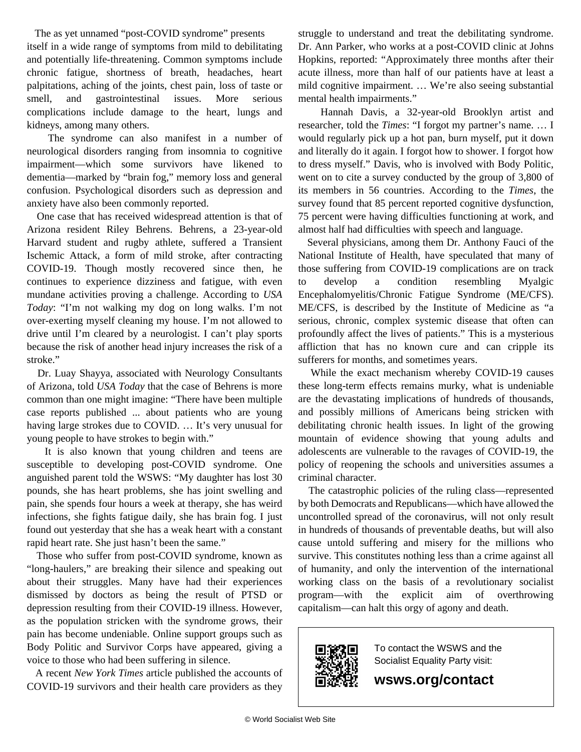The as yet unnamed "post-COVID syndrome" presents itself in a wide range of symptoms from mild to debilitating and potentially life-threatening. Common symptoms include chronic fatigue, shortness of breath, headaches, heart palpitations, aching of the joints, chest pain, loss of taste or smell, and gastrointestinal issues. More serious complications include damage to the heart, lungs and kidneys, among many others.

The syndrome can also manifest in a number of neurological disorders ranging from insomnia to cognitive impairment—which some survivors have likened to dementia—marked by "brain fog," memory loss and general confusion. Psychological disorders such as depression and anxiety have also been commonly reported.

One case that has received widespread attention is that of Arizona resident Riley Behrens. Behrens, a 23-year-old Harvard student and rugby athlete, suffered a Transient Ischemic Attack, a form of mild stroke, after contracting COVID-19. Though mostly recovered since then, he continues to experience dizziness and fatigue, with even mundane activities proving a challenge. According to *USA Today*: "I'm not walking my dog on long walks. I'm not over-exerting myself cleaning my house. I'm not allowed to drive until I'm cleared by a neurologist. I can't play sports because the risk of another head injury increases the risk of a stroke."

Dr. Luay Shayya, associated with Neurology Consultants of Arizona, told *USA Today* that the case of Behrens is more common than one might imagine: "There have been multiple case reports published ... about patients who are young having large strokes due to COVID. … It's very unusual for young people to have strokes to begin with."

It is also known that young children and teens are susceptible to developing post-COVID syndrome. One anguished parent told the WSWS: "My daughter has lost 30 pounds, she has heart problems, she has joint swelling and pain, she spends four hours a week at therapy, she has weird infections, she fights fatigue daily, she has brain fog. I just found out yesterday that she has a weak heart with a constant rapid heart rate. She just hasn't been the same."

Those who suffer from post-COVID syndrome, known as "long-haulers," are breaking their silence and speaking out about their struggles. Many have had their experiences dismissed by doctors as being the result of PTSD or depression resulting from their COVID-19 illness. However, as the population stricken with the syndrome grows, their pain has become undeniable. Online support groups such as Body Politic and Survivor Corps have appeared, giving a voice to those who had been suffering in silence.

A recent *New York Times* article published the accounts of COVID-19 survivors and their health care providers as they struggle to understand and treat the debilitating syndrome. Dr. Ann Parker, who works at a post-COVID clinic at Johns Hopkins, reported: "Approximately three months after their acute illness, more than half of our patients have at least a mild cognitive impairment. … We're also seeing substantial mental health impairments."

Hannah Davis, a 32-year-old Brooklyn artist and researcher, told the *Times*: "I forgot my partner's name. … I would regularly pick up a hot pan, burn myself, put it down and literally do it again. I forgot how to shower. I forgot how to dress myself." Davis, who is involved with Body Politic, went on to cite a survey conducted by the group of 3,800 of its members in 56 countries. According to the *Times*, the survey found that 85 percent reported cognitive dysfunction, 75 percent were having difficulties functioning at work, and almost half had difficulties with speech and language.

Several physicians, among them Dr. Anthony Fauci of the National Institute of Health, have speculated that many of those suffering from COVID-19 complications are on track to develop a condition resembling Myalgic Encephalomyelitis/Chronic Fatigue Syndrome (ME/CFS). ME/CFS, is described by the Institute of Medicine as "a serious, chronic, complex systemic disease that often can profoundly affect the lives of patients." This is a mysterious affliction that has no known cure and can cripple its sufferers for months, and sometimes years.

While the exact mechanism whereby COVID-19 causes these long-term effects remains murky, what is undeniable are the devastating implications of hundreds of thousands, and possibly millions of Americans being stricken with debilitating chronic health issues. In light of the growing mountain of evidence showing that young adults and adolescents are vulnerable to the ravages of COVID-19, the policy of reopening the schools and universities assumes a criminal character.

The catastrophic policies of the ruling class—represented by both Democrats and Republicans—which have allowed the uncontrolled spread of the coronavirus, will not only result in hundreds of thousands of preventable deaths, but will also cause untold suffering and misery for the millions who survive. This constitutes nothing less than a crime against all of humanity, and only the intervention of the international working class on the basis of a revolutionary socialist program—with the explicit aim of overthrowing capitalism—can halt this orgy of agony and death.

To contact the WSWS and the Socialist Equality Party visit:

**wsws.org/contact**